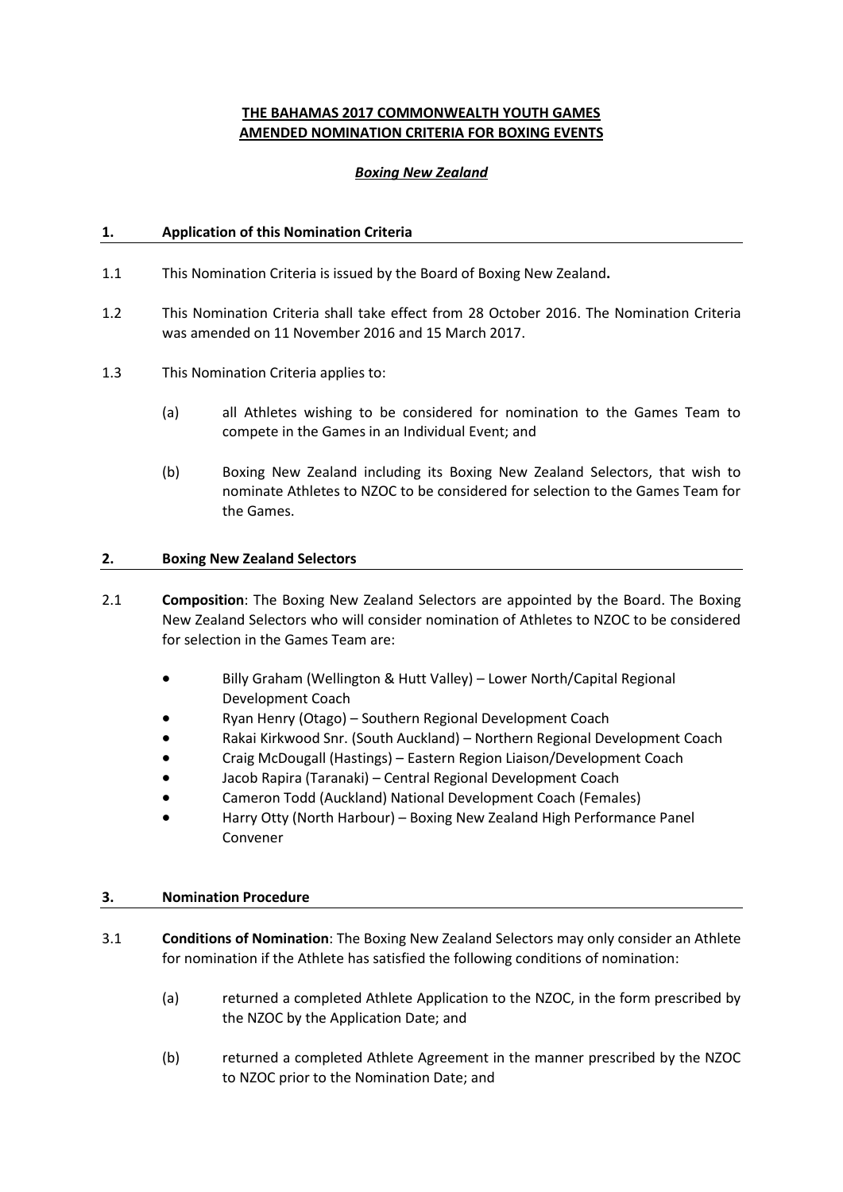**THE BAHAMAS 2017 COMMONWEALTH YOUTH GAMES**
**AMENDED NOMINATION CRITERIA FOR BOXING EVENTS**

***Boxing New Zealand***

## 1. Application of this Nomination Criteria

1.1 This Nomination Criteria is issued by the Board of Boxing New Zealand**.**

1.2 This Nomination Criteria shall take effect from 28 October 2016. The Nomination Criteria was amended on 11 November 2016 and 15 March 2017.

1.3 This Nomination Criteria applies to:

(a) all Athletes wishing to be considered for nomination to the Games Team to compete in the Games in an Individual Event; and

(b) Boxing New Zealand including its Boxing New Zealand Selectors, that wish to nominate Athletes to NZOC to be considered for selection to the Games Team for the Games.

## 2. Boxing New Zealand Selectors

2.1 **Composition**: The Boxing New Zealand Selectors are appointed by the Board. The Boxing New Zealand Selectors who will consider nomination of Athletes to NZOC to be considered for selection in the Games Team are:

- Billy Graham (Wellington & Hutt Valley) – Lower North/Capital Regional Development Coach
- Ryan Henry (Otago) – Southern Regional Development Coach
- Rakai Kirkwood Snr. (South Auckland) – Northern Regional Development Coach
- Craig McDougall (Hastings) – Eastern Region Liaison/Development Coach
- Jacob Rapira (Taranaki) – Central Regional Development Coach
- Cameron Todd (Auckland) National Development Coach (Females)
- Harry Otty (North Harbour) – Boxing New Zealand High Performance Panel Convener

## 3. Nomination Procedure

3.1 **Conditions of Nomination**: The Boxing New Zealand Selectors may only consider an Athlete for nomination if the Athlete has satisfied the following conditions of nomination:

(a) returned a completed Athlete Application to the NZOC, in the form prescribed by the NZOC by the Application Date; and

(b) returned a completed Athlete Agreement in the manner prescribed by the NZOC to NZOC prior to the Nomination Date; and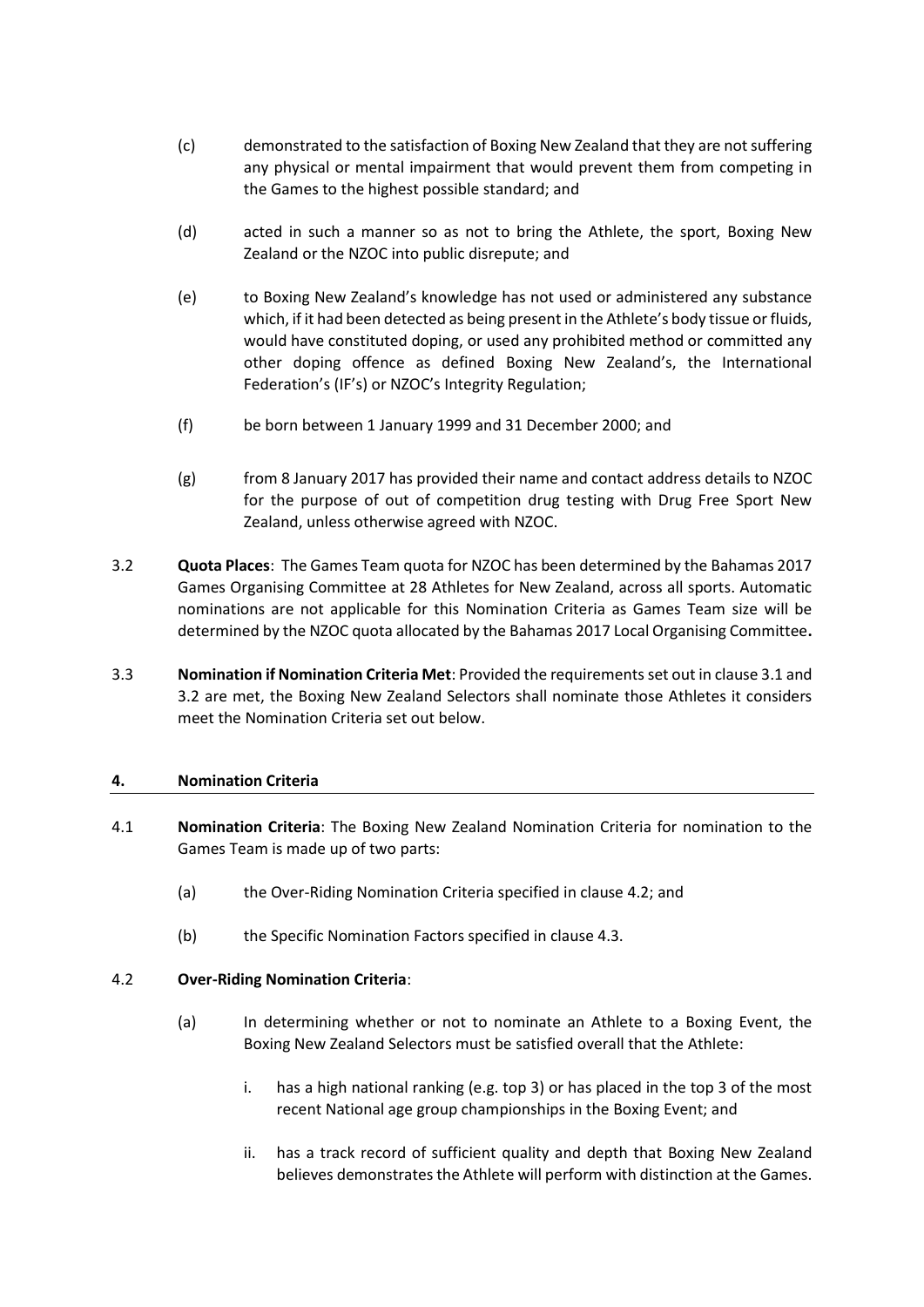(c) demonstrated to the satisfaction of Boxing New Zealand that they are not suffering any physical or mental impairment that would prevent them from competing in the Games to the highest possible standard; and

(d) acted in such a manner so as not to bring the Athlete, the sport, Boxing New Zealand or the NZOC into public disrepute; and

(e) to Boxing New Zealand's knowledge has not used or administered any substance which, if it had been detected as being present in the Athlete's body tissue or fluids, would have constituted doping, or used any prohibited method or committed any other doping offence as defined Boxing New Zealand's, the International Federation's (IF's) or NZOC's Integrity Regulation;

(f) be born between 1 January 1999 and 31 December 2000; and

(g) from 8 January 2017 has provided their name and contact address details to NZOC for the purpose of out of competition drug testing with Drug Free Sport New Zealand, unless otherwise agreed with NZOC.

3.2 **Quota Places**: The Games Team quota for NZOC has been determined by the Bahamas 2017 Games Organising Committee at 28 Athletes for New Zealand, across all sports. Automatic nominations are not applicable for this Nomination Criteria as Games Team size will be determined by the NZOC quota allocated by the Bahamas 2017 Local Organising Committee**.**

3.3 **Nomination if Nomination Criteria Met**: Provided the requirements set out in clause 3.1 and 3.2 are met, the Boxing New Zealand Selectors shall nominate those Athletes it considers meet the Nomination Criteria set out below.

## 4. Nomination Criteria

4.1 **Nomination Criteria**: The Boxing New Zealand Nomination Criteria for nomination to the Games Team is made up of two parts:

(a) the Over-Riding Nomination Criteria specified in clause 4.2; and

(b) the Specific Nomination Factors specified in clause 4.3.

4.2 **Over-Riding Nomination Criteria**:

(a) In determining whether or not to nominate an Athlete to a Boxing Event, the Boxing New Zealand Selectors must be satisfied overall that the Athlete:

i. has a high national ranking (e.g. top 3) or has placed in the top 3 of the most recent National age group championships in the Boxing Event; and

ii. has a track record of sufficient quality and depth that Boxing New Zealand believes demonstrates the Athlete will perform with distinction at the Games.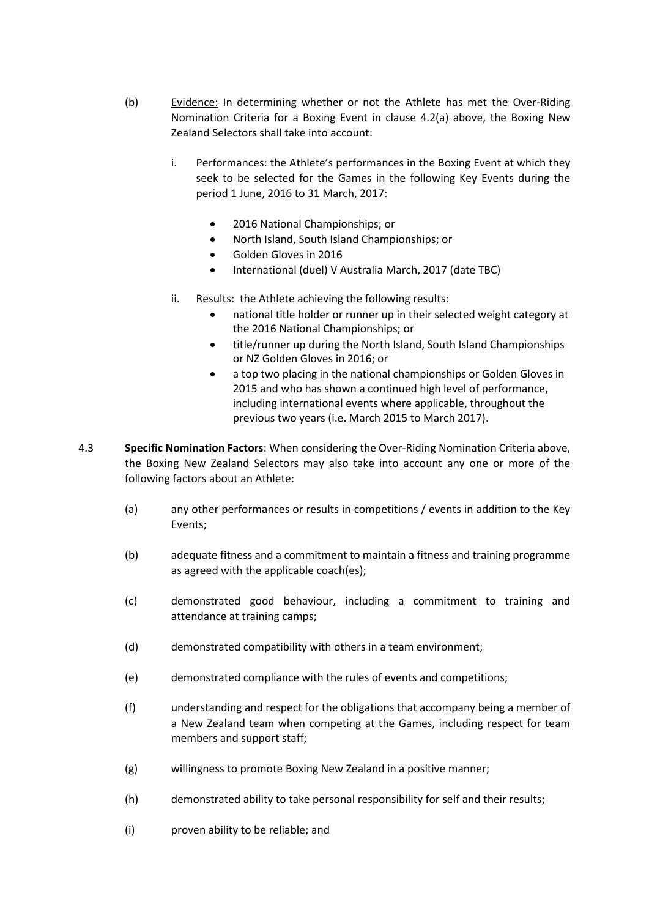(b) Evidence: In determining whether or not the Athlete has met the Over-Riding Nomination Criteria for a Boxing Event in clause 4.2(a) above, the Boxing New Zealand Selectors shall take into account:

i. Performances: the Athlete's performances in the Boxing Event at which they seek to be selected for the Games in the following Key Events during the period 1 June, 2016 to 31 March, 2017:

- 2016 National Championships; or
- North Island, South Island Championships; or
- Golden Gloves in 2016
- International (duel) V Australia March, 2017 (date TBC)

ii. Results: the Athlete achieving the following results:

- national title holder or runner up in their selected weight category at the 2016 National Championships; or
- title/runner up during the North Island, South Island Championships or NZ Golden Gloves in 2016; or
- a top two placing in the national championships or Golden Gloves in 2015 and who has shown a continued high level of performance, including international events where applicable, throughout the previous two years (i.e. March 2015 to March 2017).

4.3 **Specific Nomination Factors**: When considering the Over-Riding Nomination Criteria above, the Boxing New Zealand Selectors may also take into account any one or more of the following factors about an Athlete:

(a) any other performances or results in competitions / events in addition to the Key Events;

(b) adequate fitness and a commitment to maintain a fitness and training programme as agreed with the applicable coach(es);

(c) demonstrated good behaviour, including a commitment to training and attendance at training camps;

(d) demonstrated compatibility with others in a team environment;

(e) demonstrated compliance with the rules of events and competitions;

(f) understanding and respect for the obligations that accompany being a member of a New Zealand team when competing at the Games, including respect for team members and support staff;

(g) willingness to promote Boxing New Zealand in a positive manner;

(h) demonstrated ability to take personal responsibility for self and their results;

(i) proven ability to be reliable; and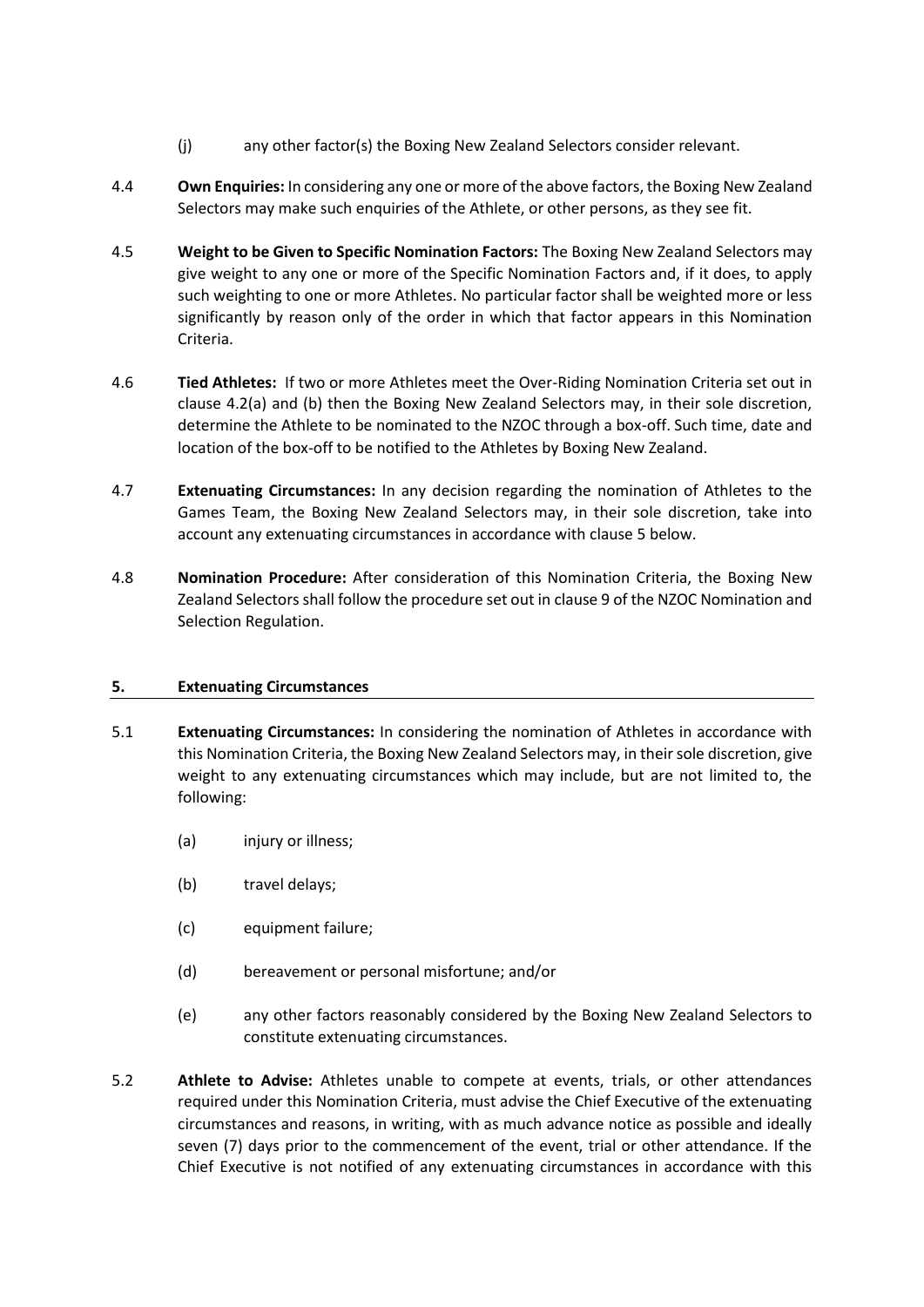(j) any other factor(s) the Boxing New Zealand Selectors consider relevant.

4.4 **Own Enquiries:** In considering any one or more of the above factors, the Boxing New Zealand Selectors may make such enquiries of the Athlete, or other persons, as they see fit.

4.5 **Weight to be Given to Specific Nomination Factors:** The Boxing New Zealand Selectors may give weight to any one or more of the Specific Nomination Factors and, if it does, to apply such weighting to one or more Athletes. No particular factor shall be weighted more or less significantly by reason only of the order in which that factor appears in this Nomination Criteria.

4.6 **Tied Athletes:** If two or more Athletes meet the Over-Riding Nomination Criteria set out in clause 4.2(a) and (b) then the Boxing New Zealand Selectors may, in their sole discretion, determine the Athlete to be nominated to the NZOC through a box-off. Such time, date and location of the box-off to be notified to the Athletes by Boxing New Zealand.

4.7 **Extenuating Circumstances:** In any decision regarding the nomination of Athletes to the Games Team, the Boxing New Zealand Selectors may, in their sole discretion, take into account any extenuating circumstances in accordance with clause 5 below.

4.8 **Nomination Procedure:** After consideration of this Nomination Criteria, the Boxing New Zealand Selectors shall follow the procedure set out in clause 9 of the NZOC Nomination and Selection Regulation.

## 5. Extenuating Circumstances

5.1 **Extenuating Circumstances:** In considering the nomination of Athletes in accordance with this Nomination Criteria, the Boxing New Zealand Selectors may, in their sole discretion, give weight to any extenuating circumstances which may include, but are not limited to, the following:

(a) injury or illness;

(b) travel delays;

(c) equipment failure;

(d) bereavement or personal misfortune; and/or

(e) any other factors reasonably considered by the Boxing New Zealand Selectors to constitute extenuating circumstances.

5.2 **Athlete to Advise:** Athletes unable to compete at events, trials, or other attendances required under this Nomination Criteria, must advise the Chief Executive of the extenuating circumstances and reasons, in writing, with as much advance notice as possible and ideally seven (7) days prior to the commencement of the event, trial or other attendance. If the Chief Executive is not notified of any extenuating circumstances in accordance with this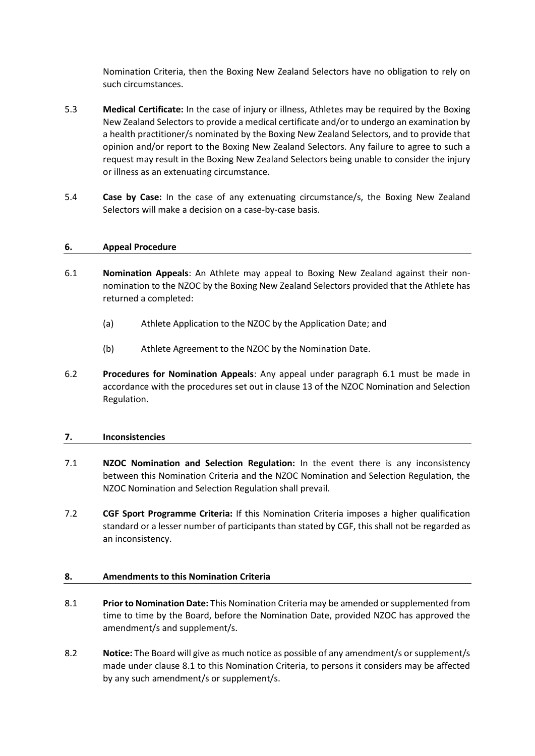Nomination Criteria, then the Boxing New Zealand Selectors have no obligation to rely on such circumstances.

5.3 **Medical Certificate:** In the case of injury or illness, Athletes may be required by the Boxing New Zealand Selectors to provide a medical certificate and/or to undergo an examination by a health practitioner/s nominated by the Boxing New Zealand Selectors, and to provide that opinion and/or report to the Boxing New Zealand Selectors. Any failure to agree to such a request may result in the Boxing New Zealand Selectors being unable to consider the injury or illness as an extenuating circumstance.

5.4 **Case by Case:** In the case of any extenuating circumstance/s, the Boxing New Zealand Selectors will make a decision on a case-by-case basis.

## 6. Appeal Procedure

6.1 **Nomination Appeals**: An Athlete may appeal to Boxing New Zealand against their non-nomination to the NZOC by the Boxing New Zealand Selectors provided that the Athlete has returned a completed:

(a) Athlete Application to the NZOC by the Application Date; and

(b) Athlete Agreement to the NZOC by the Nomination Date.

6.2 **Procedures for Nomination Appeals**: Any appeal under paragraph 6.1 must be made in accordance with the procedures set out in clause 13 of the NZOC Nomination and Selection Regulation.

## 7. Inconsistencies

7.1 **NZOC Nomination and Selection Regulation:** In the event there is any inconsistency between this Nomination Criteria and the NZOC Nomination and Selection Regulation, the NZOC Nomination and Selection Regulation shall prevail.

7.2 **CGF Sport Programme Criteria:** If this Nomination Criteria imposes a higher qualification standard or a lesser number of participants than stated by CGF, this shall not be regarded as an inconsistency.

## 8. Amendments to this Nomination Criteria

8.1 **Prior to Nomination Date:** This Nomination Criteria may be amended or supplemented from time to time by the Board, before the Nomination Date, provided NZOC has approved the amendment/s and supplement/s.

8.2 **Notice:** The Board will give as much notice as possible of any amendment/s or supplement/s made under clause 8.1 to this Nomination Criteria, to persons it considers may be affected by any such amendment/s or supplement/s.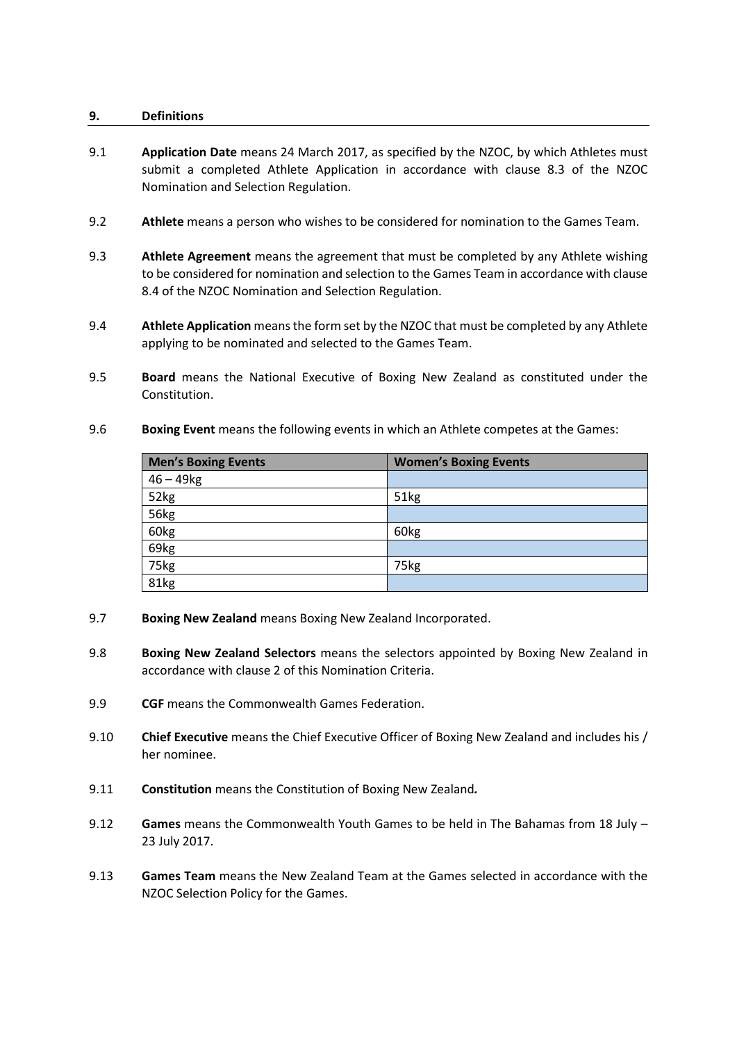## 9. Definitions

9.1 **Application Date** means 24 March 2017, as specified by the NZOC, by which Athletes must submit a completed Athlete Application in accordance with clause 8.3 of the NZOC Nomination and Selection Regulation.

9.2 **Athlete** means a person who wishes to be considered for nomination to the Games Team.

9.3 **Athlete Agreement** means the agreement that must be completed by any Athlete wishing to be considered for nomination and selection to the Games Team in accordance with clause 8.4 of the NZOC Nomination and Selection Regulation.

9.4 **Athlete Application** means the form set by the NZOC that must be completed by any Athlete applying to be nominated and selected to the Games Team.

9.5 **Board** means the National Executive of Boxing New Zealand as constituted under the Constitution.

9.6 **Boxing Event** means the following events in which an Athlete competes at the Games:

| Men's Boxing Events | Women's Boxing Events |
|---|---|
| 46 – 49kg | |
| 52kg | 51kg |
| 56kg | |
| 60kg | 60kg |
| 69kg | |
| 75kg | 75kg |
| 81kg | |

9.7 **Boxing New Zealand** means Boxing New Zealand Incorporated.

9.8 **Boxing New Zealand Selectors** means the selectors appointed by Boxing New Zealand in accordance with clause 2 of this Nomination Criteria.

9.9 **CGF** means the Commonwealth Games Federation.

9.10 **Chief Executive** means the Chief Executive Officer of Boxing New Zealand and includes his / her nominee.

9.11 **Constitution** means the Constitution of Boxing New Zealand**.**

9.12 **Games** means the Commonwealth Youth Games to be held in The Bahamas from 18 July – 23 July 2017.

9.13 **Games Team** means the New Zealand Team at the Games selected in accordance with the NZOC Selection Policy for the Games.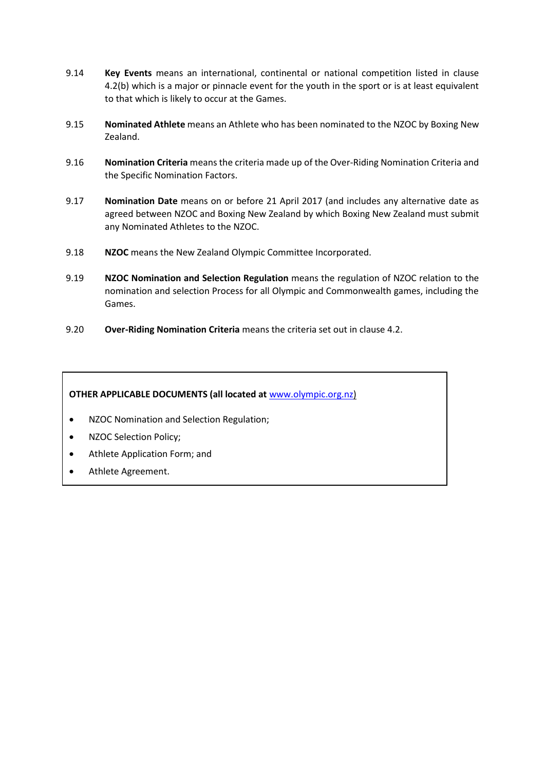9.14 **Key Events** means an international, continental or national competition listed in clause 4.2(b) which is a major or pinnacle event for the youth in the sport or is at least equivalent to that which is likely to occur at the Games.

9.15 **Nominated Athlete** means an Athlete who has been nominated to the NZOC by Boxing New Zealand.

9.16 **Nomination Criteria** means the criteria made up of the Over-Riding Nomination Criteria and the Specific Nomination Factors.

9.17 **Nomination Date** means on or before 21 April 2017 (and includes any alternative date as agreed between NZOC and Boxing New Zealand by which Boxing New Zealand must submit any Nominated Athletes to the NZOC.

9.18 **NZOC** means the New Zealand Olympic Committee Incorporated.

9.19 **NZOC Nomination and Selection Regulation** means the regulation of NZOC relation to the nomination and selection Process for all Olympic and Commonwealth games, including the Games.

9.20 **Over-Riding Nomination Criteria** means the criteria set out in clause 4.2.

**OTHER APPLICABLE DOCUMENTS (all located at www.olympic.org.nz)**

- NZOC Nomination and Selection Regulation;
- NZOC Selection Policy;
- Athlete Application Form; and
- Athlete Agreement.